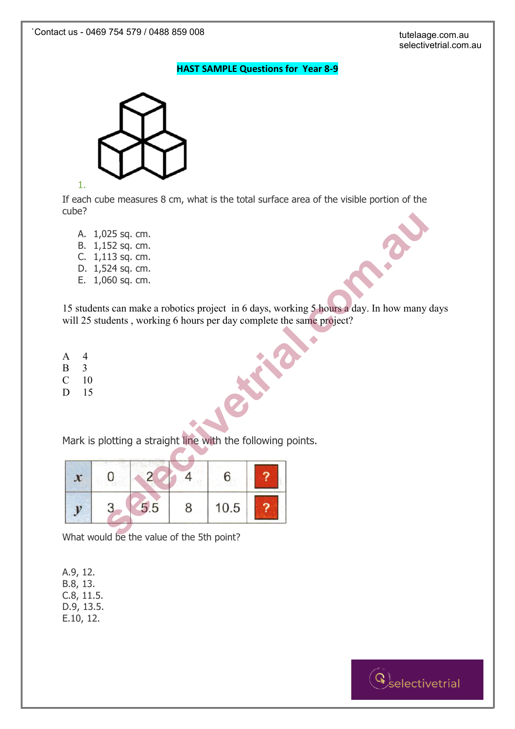**HAST SAMPLE Questions for Year 8-9**

1. If each cube measures 8 cm, what is the total surface area of the visible portion of the cube?

   A. 1,025 sq. cm.
   B. 1,152 sq. cm.
   C. 1,113 sq. cm.
   D. 1,524 sq. cm.
   E. 1,060 sq. cm.

15 students can make a robotics project in 6 days, working 5 hours a day. In how many days will 25 students , working 6 hours per day complete the same project?

A 4
B 3
C 10
D 15

Mark is plotting a straight line with the following points.

| $x$ | 0 | 2 | 4 | 6 | ? |
|---|---|---|---|---|---|
| $y$ | 3 | 5.5 | 8 | 10.5 | ? |

What would be the value of the 5th point?

A.9, 12.
B.8, 13.
C.8, 11.5.
D.9, 13.5.
E.10, 12.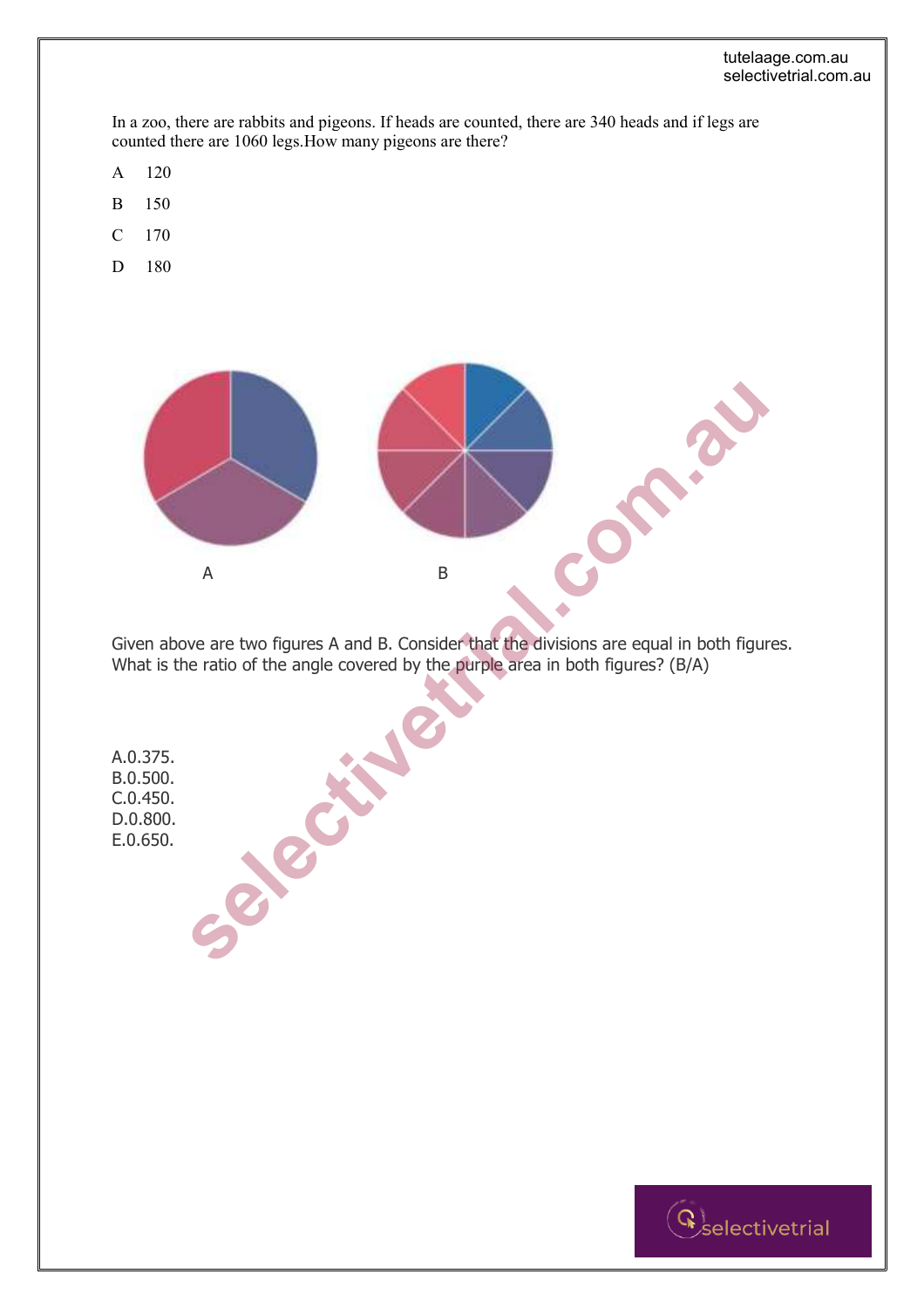In a zoo, there are rabbits and pigeons. If heads are counted, there are 340 heads and if legs are counted there are 1060 legs.How many pigeons are there?

A 120

B 150

C 170

D 180

A

B

Given above are two figures A and B. Consider that the divisions are equal in both figures. What is the ratio of the angle covered by the purple area in both figures? (B/A)

A.0.375.
B.0.500.
C.0.450.
D.0.800.
E.0.650.